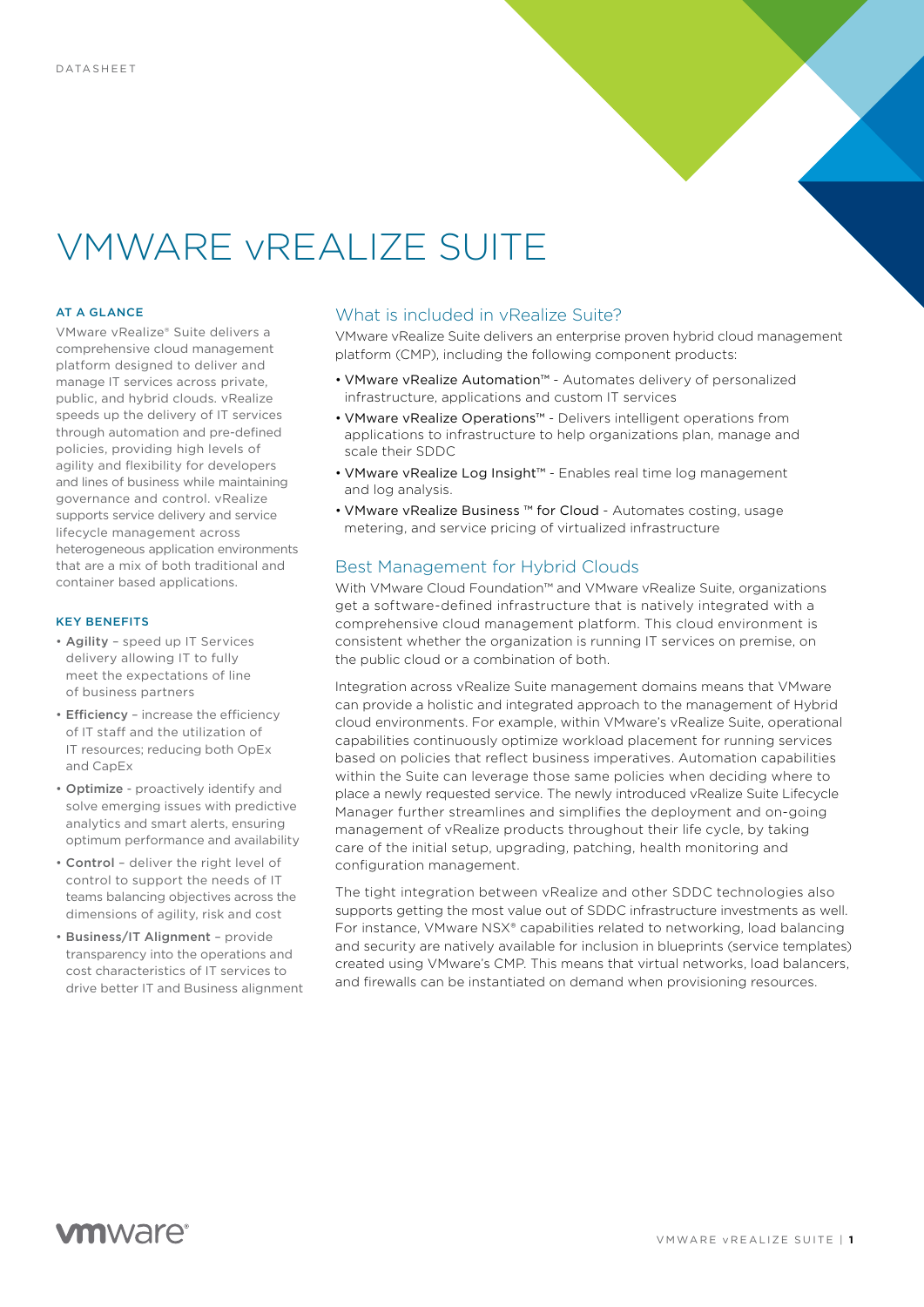DATASHEET

# VMWARE vREALIZE SUITE

### AT A GLANCE

VMware vRealize® Suite delivers a comprehensive cloud management platform designed to deliver and manage IT services across private, public, and hybrid clouds. vRealize speeds up the delivery of IT services through automation and pre-defined policies, providing high levels of agility and flexibility for developers and lines of business while maintaining governance and control. vRealize supports service delivery and service lifecycle management across heterogeneous application environments that are a mix of both traditional and container based applications.

### KEY BENEFITS

- **Agility** – speed up IT Services delivery allowing IT to fully meet the expectations of line of business partners
- **Efficiency** – increase the efficiency of IT staff and the utilization of IT resources; reducing both OpEx and CapEx
- **Optimize** - proactively identify and solve emerging issues with predictive analytics and smart alerts, ensuring optimum performance and availability
- **Control** – deliver the right level of control to support the needs of IT teams balancing objectives across the dimensions of agility, risk and cost
- **Business/IT Alignment** – provide transparency into the operations and cost characteristics of IT services to drive better IT and Business alignment

## What is included in vRealize Suite?

VMware vRealize Suite delivers an enterprise proven hybrid cloud management platform (CMP), including the following component products:

- VMware vRealize Automation™ - Automates delivery of personalized infrastructure, applications and custom IT services
- VMware vRealize Operations™ - Delivers intelligent operations from applications to infrastructure to help organizations plan, manage and scale their SDDC
- VMware vRealize Log Insight™ - Enables real time log management and log analysis.
- VMware vRealize Business ™ for Cloud - Automates costing, usage metering, and service pricing of virtualized infrastructure

## Best Management for Hybrid Clouds

With VMware Cloud Foundation™ and VMware vRealize Suite, organizations get a software-defined infrastructure that is natively integrated with a comprehensive cloud management platform. This cloud environment is consistent whether the organization is running IT services on premise, on the public cloud or a combination of both.

Integration across vRealize Suite management domains means that VMware can provide a holistic and integrated approach to the management of Hybrid cloud environments. For example, within VMware's vRealize Suite, operational capabilities continuously optimize workload placement for running services based on policies that reflect business imperatives. Automation capabilities within the Suite can leverage those same policies when deciding where to place a newly requested service. The newly introduced vRealize Suite Lifecycle Manager further streamlines and simplifies the deployment and on-going management of vRealize products throughout their life cycle, by taking care of the initial setup, upgrading, patching, health monitoring and configuration management.

The tight integration between vRealize and other SDDC technologies also supports getting the most value out of SDDC infrastructure investments as well. For instance, VMware NSX® capabilities related to networking, load balancing and security are natively available for inclusion in blueprints (service templates) created using VMware's CMP. This means that virtual networks, load balancers, and firewalls can be instantiated on demand when provisioning resources.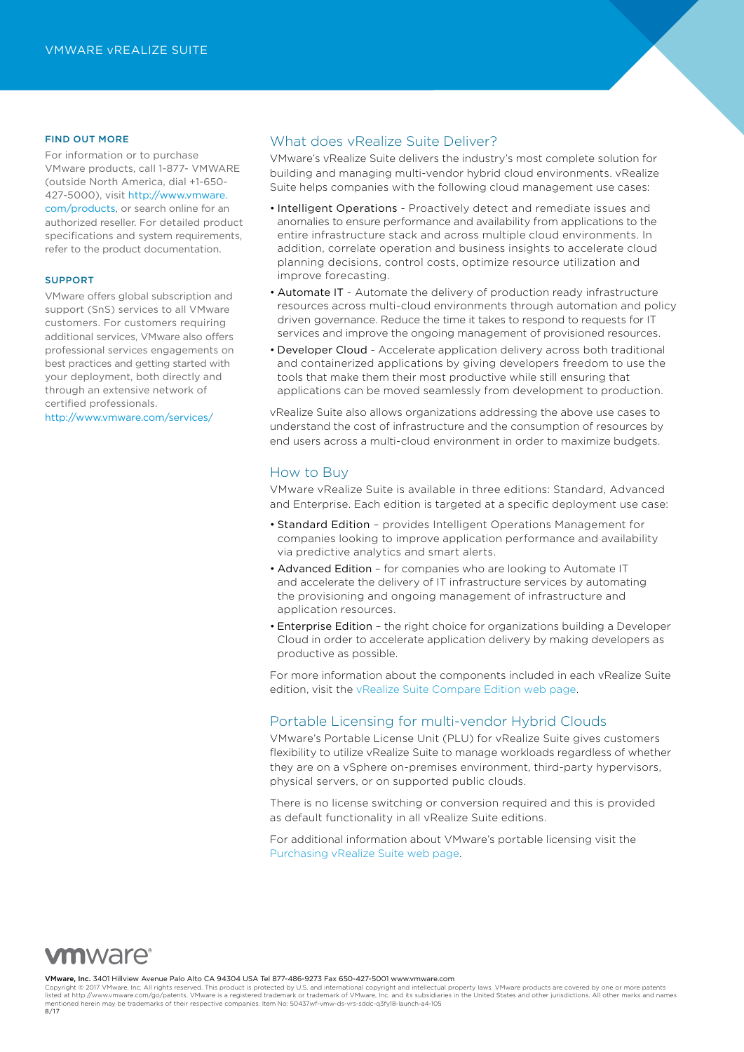#### FIND OUT MORE

For information or to purchase VMware products, call 1-877- VMWARE (outside North America, dial +1-650-427-5000), visit http://www.vmware.com/products, or search online for an authorized reseller. For detailed product specifications and system requirements, refer to the product documentation.

#### SUPPORT

VMware offers global subscription and support (SnS) services to all VMware customers. For customers requiring additional services, VMware also offers professional services engagements on best practices and getting started with your deployment, both directly and through an extensive network of certified professionals.
http://www.vmware.com/services/

## What does vRealize Suite Deliver?

VMware's vRealize Suite delivers the industry's most complete solution for building and managing multi-vendor hybrid cloud environments. vRealize Suite helps companies with the following cloud management use cases:

- Intelligent Operations - Proactively detect and remediate issues and anomalies to ensure performance and availability from applications to the entire infrastructure stack and across multiple cloud environments. In addition, correlate operation and business insights to accelerate cloud planning decisions, control costs, optimize resource utilization and improve forecasting.
- Automate IT - Automate the delivery of production ready infrastructure resources across multi-cloud environments through automation and policy driven governance. Reduce the time it takes to respond to requests for IT services and improve the ongoing management of provisioned resources.
- Developer Cloud - Accelerate application delivery across both traditional and containerized applications by giving developers freedom to use the tools that make them their most productive while still ensuring that applications can be moved seamlessly from development to production.

vRealize Suite also allows organizations addressing the above use cases to understand the cost of infrastructure and the consumption of resources by end users across a multi-cloud environment in order to maximize budgets.

## How to Buy

VMware vRealize Suite is available in three editions: Standard, Advanced and Enterprise. Each edition is targeted at a specific deployment use case:

- Standard Edition – provides Intelligent Operations Management for companies looking to improve application performance and availability via predictive analytics and smart alerts.
- Advanced Edition – for companies who are looking to Automate IT and accelerate the delivery of IT infrastructure services by automating the provisioning and ongoing management of infrastructure and application resources.
- Enterprise Edition – the right choice for organizations building a Developer Cloud in order to accelerate application delivery by making developers as productive as possible.

For more information about the components included in each vRealize Suite edition, visit the vRealize Suite Compare Edition web page.

## Portable Licensing for multi-vendor Hybrid Clouds

VMware's Portable License Unit (PLU) for vRealize Suite gives customers flexibility to utilize vRealize Suite to manage workloads regardless of whether they are on a vSphere on-premises environment, third-party hypervisors, physical servers, or on supported public clouds.

There is no license switching or conversion required and this is provided as default functionality in all vRealize Suite editions.

For additional information about VMware's portable licensing visit the Purchasing vRealize Suite web page.

**VMware, Inc.** 3401 Hillview Avenue Palo Alto CA 94304 USA Tel 877-486-9273 Fax 650-427-5001 www.vmware.com
Copyright © 2017 VMware, Inc. All rights reserved. This product is protected by U.S. and international copyright and intellectual property laws. VMware products are covered by one or more patents listed at http://www.vmware.com/go/patents. VMware is a registered trademark or trademark of VMware, Inc. and its subsidiaries in the United States and other jurisdictions. All other marks and names mentioned herein may be trademarks of their respective companies. Item No: 50437wf-vmw-ds-vrs-sddc-q3fy18-launch-a4-105
8/17